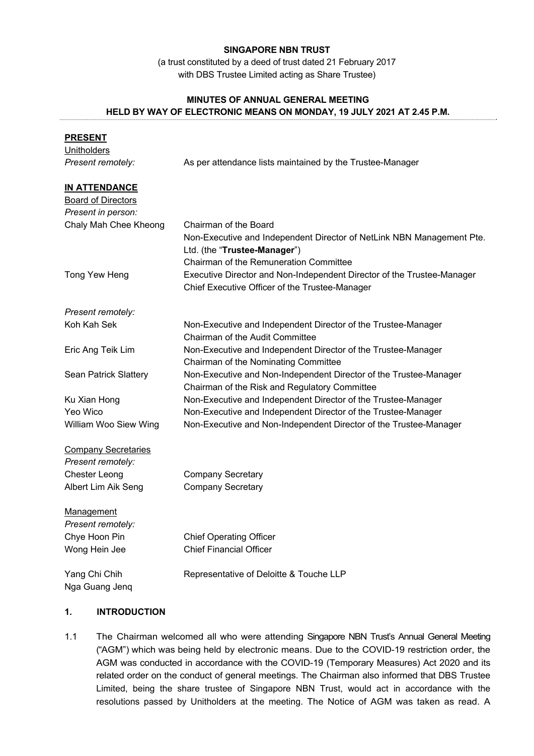**SINGAPORE NBN TRUST**

(a trust constituted by a deed of trust dated 21 February 2017
with DBS Trustee Limited acting as Share Trustee)

**MINUTES OF ANNUAL GENERAL MEETING**
**HELD BY WAY OF ELECTRONIC MEANS ON MONDAY, 19 JULY 2021 AT 2.45 P.M.**

**PRESENT**

Unitholders

*Present remotely:* As per attendance lists maintained by the Trustee-Manager

**IN ATTENDANCE**

Board of Directors

*Present in person:*

| | |
|---|---|
| Chaly Mah Chee Kheong | Chairman of the Board<br>Non-Executive and Independent Director of NetLink NBN Management Pte. Ltd. (the "**Trustee-Manager**")<br>Chairman of the Remuneration Committee |
| Tong Yew Heng | Executive Director and Non-Independent Director of the Trustee-Manager<br>Chief Executive Officer of the Trustee-Manager |

*Present remotely:*

| | |
|---|---|
| Koh Kah Sek | Non-Executive and Independent Director of the Trustee-Manager<br>Chairman of the Audit Committee |
| Eric Ang Teik Lim | Non-Executive and Independent Director of the Trustee-Manager<br>Chairman of the Nominating Committee |
| Sean Patrick Slattery | Non-Executive and Non-Independent Director of the Trustee-Manager<br>Chairman of the Risk and Regulatory Committee |
| Ku Xian Hong | Non-Executive and Independent Director of the Trustee-Manager |
| Yeo Wico | Non-Executive and Independent Director of the Trustee-Manager |
| William Woo Siew Wing | Non-Executive and Non-Independent Director of the Trustee-Manager |

Company Secretaries

*Present remotely:*

| | |
|---|---|
| Chester Leong | Company Secretary |
| Albert Lim Aik Seng | Company Secretary |

Management

*Present remotely:*

| | |
|---|---|
| Chye Hoon Pin | Chief Operating Officer |
| Wong Hein Jee | Chief Financial Officer |
| Yang Chi Chih<br>Nga Guang Jenq | Representative of Deloitte & Touche LLP |

## 1. INTRODUCTION

1.1 The Chairman welcomed all who were attending Singapore NBN Trust's Annual General Meeting ("AGM") which was being held by electronic means. Due to the COVID-19 restriction order, the AGM was conducted in accordance with the COVID-19 (Temporary Measures) Act 2020 and its related order on the conduct of general meetings. The Chairman also informed that DBS Trustee Limited, being the share trustee of Singapore NBN Trust, would act in accordance with the resolutions passed by Unitholders at the meeting. The Notice of AGM was taken as read. A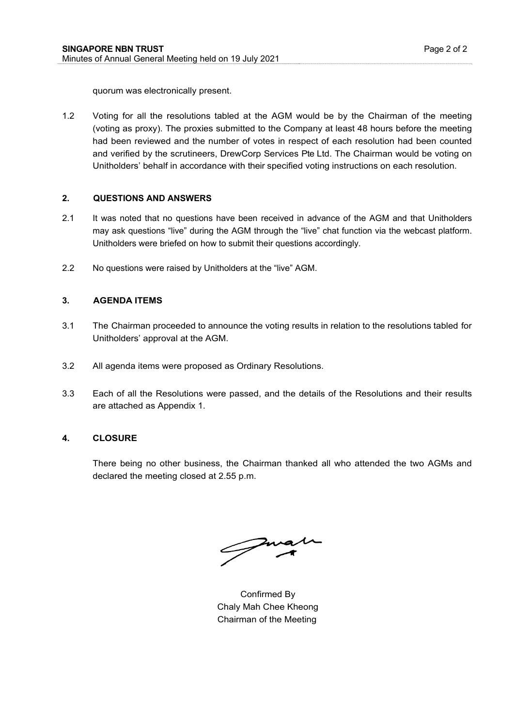quorum was electronically present.

1.2 Voting for all the resolutions tabled at the AGM would be by the Chairman of the meeting (voting as proxy). The proxies submitted to the Company at least 48 hours before the meeting had been reviewed and the number of votes in respect of each resolution had been counted and verified by the scrutineers, DrewCorp Services Pte Ltd. The Chairman would be voting on Unitholders' behalf in accordance with their specified voting instructions on each resolution.

## 2. QUESTIONS AND ANSWERS

2.1 It was noted that no questions have been received in advance of the AGM and that Unitholders may ask questions "live" during the AGM through the "live" chat function via the webcast platform. Unitholders were briefed on how to submit their questions accordingly.

2.2 No questions were raised by Unitholders at the "live" AGM.

## 3. AGENDA ITEMS

3.1 The Chairman proceeded to announce the voting results in relation to the resolutions tabled for Unitholders' approval at the AGM.

3.2 All agenda items were proposed as Ordinary Resolutions.

3.3 Each of all the Resolutions were passed, and the details of the Resolutions and their results are attached as Appendix 1.

## 4. CLOSURE

There being no other business, the Chairman thanked all who attended the two AGMs and declared the meeting closed at 2.55 p.m.

Confirmed By
Chaly Mah Chee Kheong
Chairman of the Meeting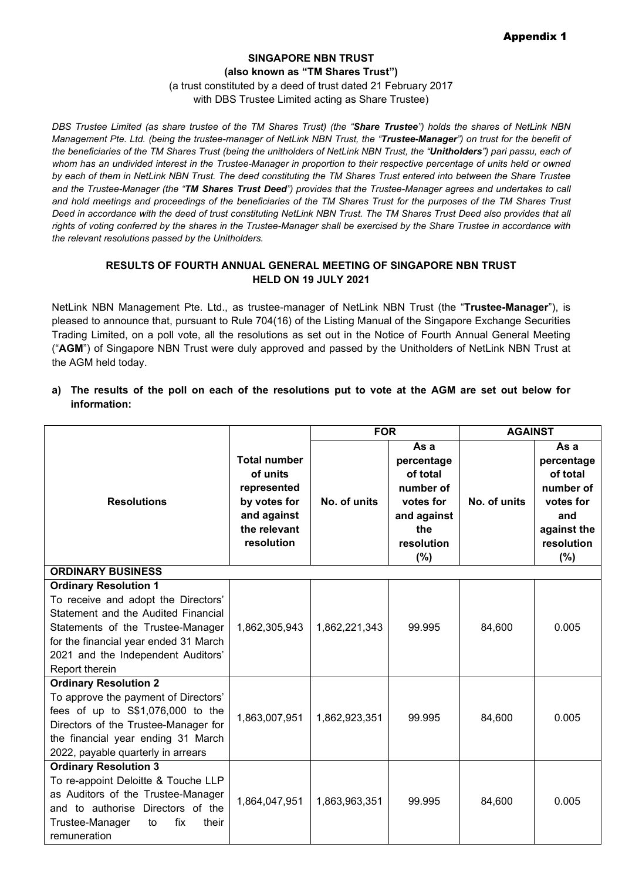Appendix 1

**SINGAPORE NBN TRUST**
**(also known as "TM Shares Trust")**
(a trust constituted by a deed of trust dated 21 February 2017
with DBS Trustee Limited acting as Share Trustee)

*DBS Trustee Limited (as share trustee of the TM Shares Trust) (the "**Share Trustee**") holds the shares of NetLink NBN Management Pte. Ltd. (being the trustee-manager of NetLink NBN Trust, the "**Trustee-Manager**") on trust for the benefit of the beneficiaries of the TM Shares Trust (being the unitholders of NetLink NBN Trust, the "**Unitholders**") pari passu, each of whom has an undivided interest in the Trustee-Manager in proportion to their respective percentage of units held or owned by each of them in NetLink NBN Trust. The deed constituting the TM Shares Trust entered into between the Share Trustee and the Trustee-Manager (the "**TM Shares Trust Deed**") provides that the Trustee-Manager agrees and undertakes to call and hold meetings and proceedings of the beneficiaries of the TM Shares Trust for the purposes of the TM Shares Trust Deed in accordance with the deed of trust constituting NetLink NBN Trust. The TM Shares Trust Deed also provides that all rights of voting conferred by the shares in the Trustee-Manager shall be exercised by the Share Trustee in accordance with the relevant resolutions passed by the Unitholders.*

**RESULTS OF FOURTH ANNUAL GENERAL MEETING OF SINGAPORE NBN TRUST HELD ON 19 JULY 2021**

NetLink NBN Management Pte. Ltd., as trustee-manager of NetLink NBN Trust (the "**Trustee-Manager**"), is pleased to announce that, pursuant to Rule 704(16) of the Listing Manual of the Singapore Exchange Securities Trading Limited, on a poll vote, all the resolutions as set out in the Notice of Fourth Annual General Meeting ("**AGM**") of Singapore NBN Trust were duly approved and passed by the Unitholders of NetLink NBN Trust at the AGM held today.

**a) The results of the poll on each of the resolutions put to vote at the AGM are set out below for information:**

| Resolutions | Total number of units represented by votes for and against the relevant resolution | FOR | | AGAINST | |
|---|---|---|---|---|---|
| | | No. of units | As a percentage of total number of votes for and against the resolution (%) | No. of units | As a percentage of total number of votes for and against the resolution (%) |
| **ORDINARY BUSINESS** | | | | | |
| **Ordinary Resolution 1** To receive and adopt the Directors' Statement and the Audited Financial Statements of the Trustee-Manager for the financial year ended 31 March 2021 and the Independent Auditors' Report therein | 1,862,305,943 | 1,862,221,343 | 99.995 | 84,600 | 0.005 |
| **Ordinary Resolution 2** To approve the payment of Directors' fees of up to S$1,076,000 to the Directors of the Trustee-Manager for the financial year ending 31 March 2022, payable quarterly in arrears | 1,863,007,951 | 1,862,923,351 | 99.995 | 84,600 | 0.005 |
| **Ordinary Resolution 3** To re-appoint Deloitte & Touche LLP as Auditors of the Trustee-Manager and to authorise Directors of the Trustee-Manager to fix their remuneration | 1,864,047,951 | 1,863,963,351 | 99.995 | 84,600 | 0.005 |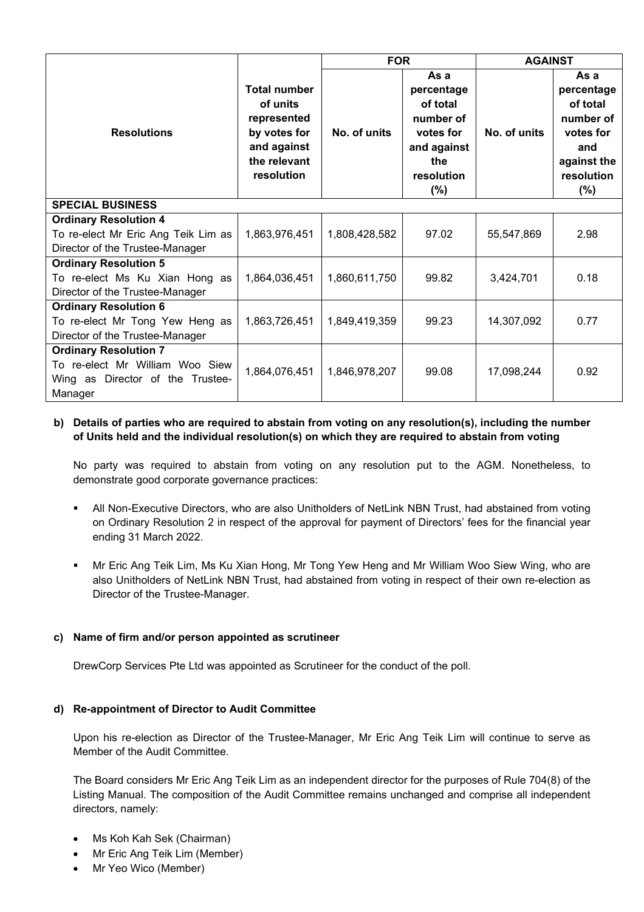| Resolutions | Total number of units represented by votes for and against the relevant resolution | FOR | | AGAINST | |
|---|---|---|---|---|---|
| | | No. of units | As a percentage of total number of votes for and against the resolution (%) | No. of units | As a percentage of total number of votes for and against the resolution (%) |
| **SPECIAL BUSINESS** | | | | | |
| **Ordinary Resolution 4** To re-elect Mr Eric Ang Teik Lim as Director of the Trustee-Manager | 1,863,976,451 | 1,808,428,582 | 97.02 | 55,547,869 | 2.98 |
| **Ordinary Resolution 5** To re-elect Ms Ku Xian Hong as Director of the Trustee-Manager | 1,864,036,451 | 1,860,611,750 | 99.82 | 3,424,701 | 0.18 |
| **Ordinary Resolution 6** To re-elect Mr Tong Yew Heng as Director of the Trustee-Manager | 1,863,726,451 | 1,849,419,359 | 99.23 | 14,307,092 | 0.77 |
| **Ordinary Resolution 7** To re-elect Mr William Woo Siew Wing as Director of the Trustee-Manager | 1,864,076,451 | 1,846,978,207 | 99.08 | 17,098,244 | 0.92 |

**b) Details of parties who are required to abstain from voting on any resolution(s), including the number of Units held and the individual resolution(s) on which they are required to abstain from voting**

No party was required to abstain from voting on any resolution put to the AGM. Nonetheless, to demonstrate good corporate governance practices:

- All Non-Executive Directors, who are also Unitholders of NetLink NBN Trust, had abstained from voting on Ordinary Resolution 2 in respect of the approval for payment of Directors' fees for the financial year ending 31 March 2022.
- Mr Eric Ang Teik Lim, Ms Ku Xian Hong, Mr Tong Yew Heng and Mr William Woo Siew Wing, who are also Unitholders of NetLink NBN Trust, had abstained from voting in respect of their own re-election as Director of the Trustee-Manager.

**c) Name of firm and/or person appointed as scrutineer**

DrewCorp Services Pte Ltd was appointed as Scrutineer for the conduct of the poll.

**d) Re-appointment of Director to Audit Committee**

Upon his re-election as Director of the Trustee-Manager, Mr Eric Ang Teik Lim will continue to serve as Member of the Audit Committee.

The Board considers Mr Eric Ang Teik Lim as an independent director for the purposes of Rule 704(8) of the Listing Manual. The composition of the Audit Committee remains unchanged and comprise all independent directors, namely:

- Ms Koh Kah Sek (Chairman)
- Mr Eric Ang Teik Lim (Member)
- Mr Yeo Wico (Member)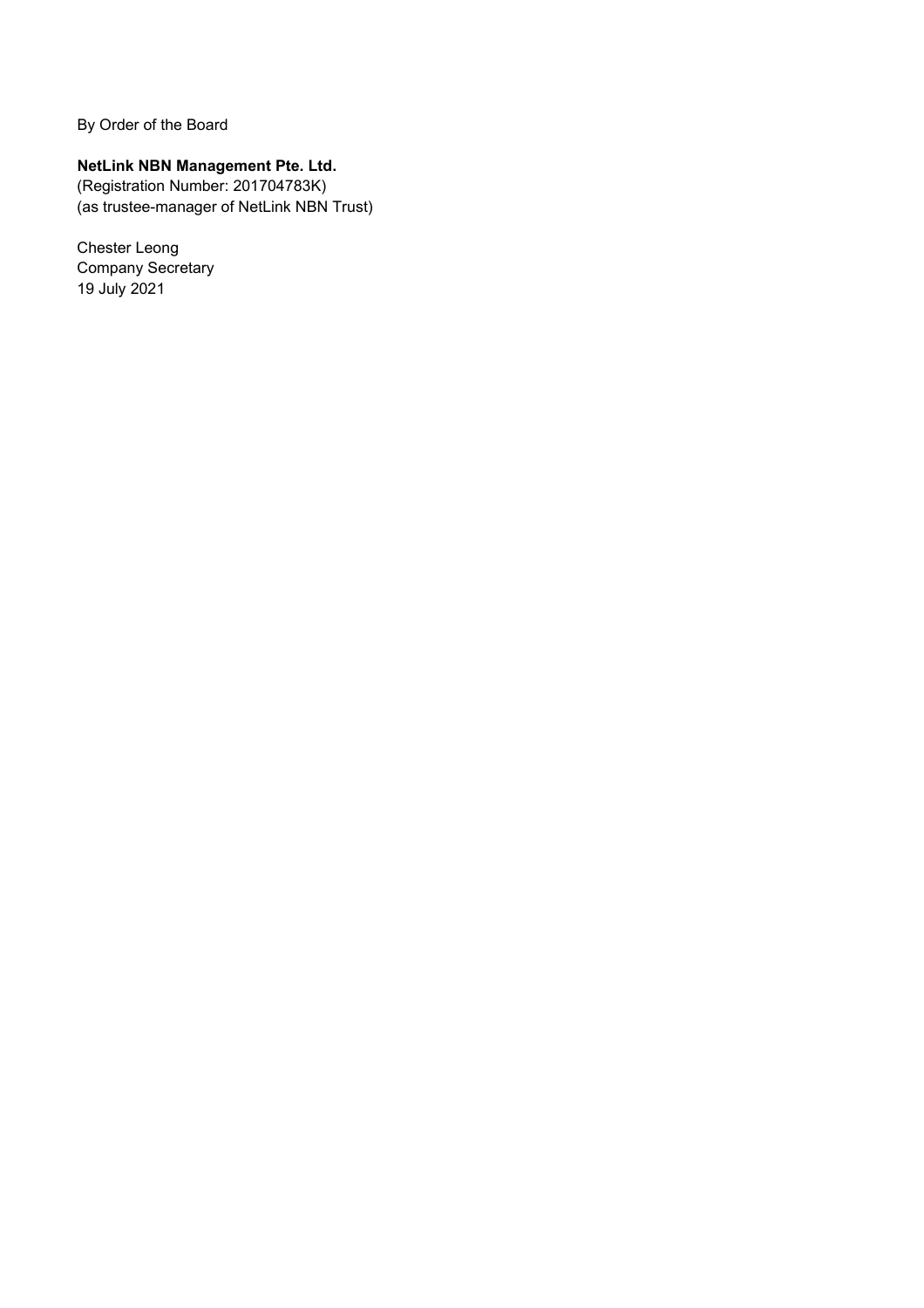By Order of the Board

**NetLink NBN Management Pte. Ltd.**
(Registration Number: 201704783K)
(as trustee-manager of NetLink NBN Trust)

Chester Leong
Company Secretary
19 July 2021